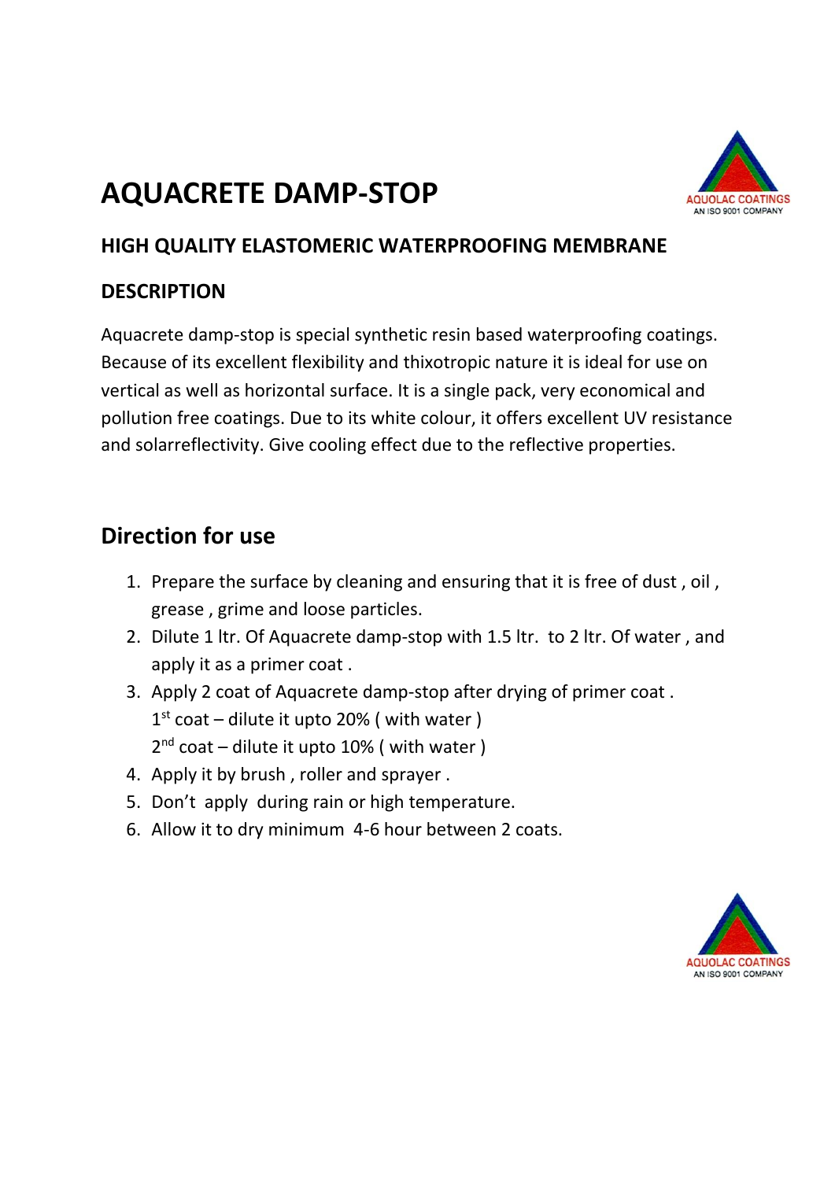# AQUACRETE DAMP-STOP

AQUOLAC COATINGS
AN ISO 9001 COMPANY

### HIGH QUALITY ELASTOMERIC WATERPROOFING MEMBRANE

### DESCRIPTION

Aquacrete damp-stop is special synthetic resin based waterproofing coatings. Because of its excellent flexibility and thixotropic nature it is ideal for use on vertical as well as horizontal surface. It is a single pack, very economical and pollution free coatings. Due to its white colour, it offers excellent UV resistance and solarreflectivity. Give cooling effect due to the reflective properties.

## Direction for use

1. Prepare the surface by cleaning and ensuring that it is free of dust , oil , grease , grime and loose particles.
2. Dilute 1 ltr. Of Aquacrete damp-stop with 1.5 ltr.  to 2 ltr. Of water , and apply it as a primer coat .
3. Apply 2 coat of Aquacrete damp-stop after drying of primer coat .
   1st coat – dilute it upto 20% ( with water )
   2nd coat – dilute it upto 10% ( with water )
4. Apply it by brush , roller and sprayer .
5. Don't  apply  during rain or high temperature.
6. Allow it to dry minimum  4-6 hour between 2 coats.

AQUOLAC COATINGS
AN ISO 9001 COMPANY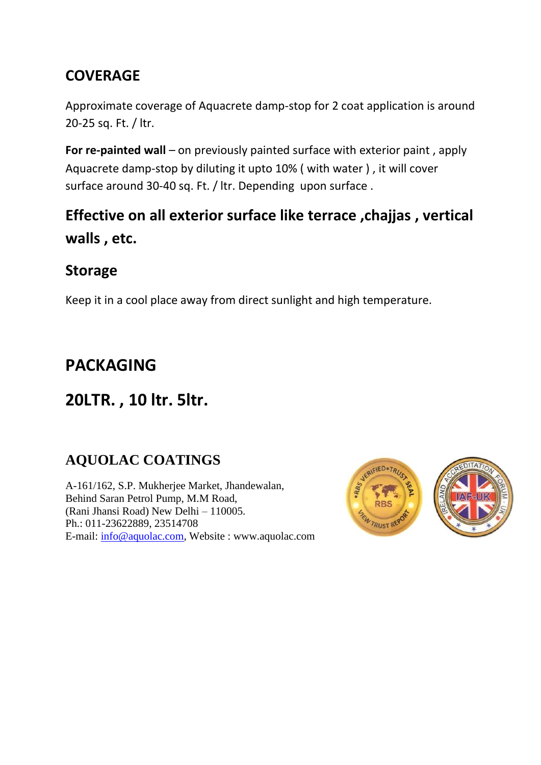## COVERAGE

Approximate coverage of Aquacrete damp-stop for 2 coat application is around 20-25 sq. Ft. / ltr.

**For re-painted wall** – on previously painted surface with exterior paint , apply Aquacrete damp-stop by diluting it upto 10% ( with water ) , it will cover surface around 30-40 sq. Ft. / ltr. Depending upon surface .

## Effective on all exterior surface like terrace ,chajjas , vertical walls , etc.

## Storage

Keep it in a cool place away from direct sunlight and high temperature.

# PACKAGING

# 20LTR. , 10 ltr. 5ltr.

## AQUOLAC COATINGS

A-161/162, S.P. Mukherjee Market, Jhandewalan,
Behind Saran Petrol Pump, M.M Road,
(Rani Jhansi Road) New Delhi – 110005.
Ph.: 011-23622889, 23514708
E-mail: info@aquolac.com, Website : www.aquolac.com